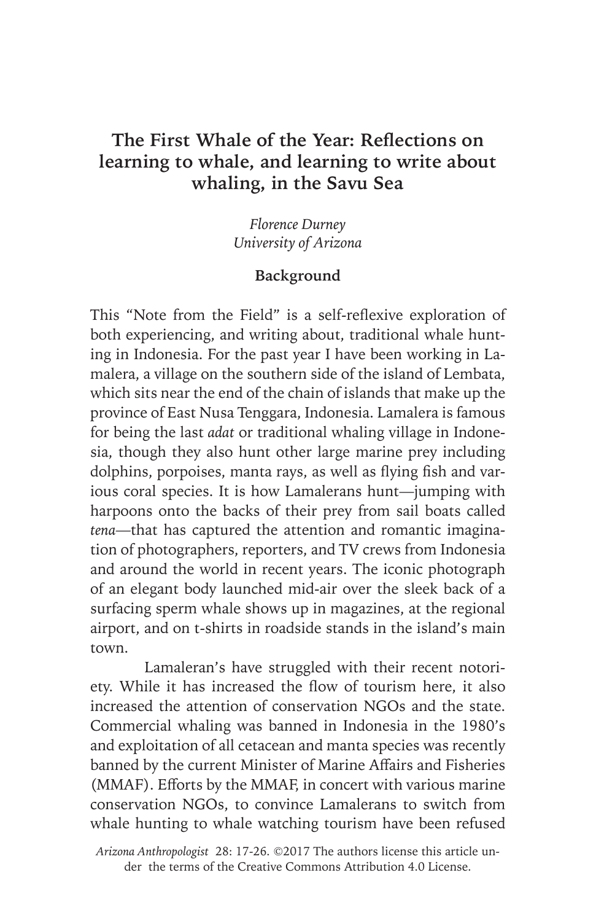# The First Whale of the Year: Reflections on learning to whale, and learning to write about whaling, in the Savu Sea

*Florence Durney*
*University of Arizona*

## Background

This "Note from the Field" is a self-reflexive exploration of both experiencing, and writing about, traditional whale hunting in Indonesia. For the past year I have been working in Lamalera, a village on the southern side of the island of Lembata, which sits near the end of the chain of islands that make up the province of East Nusa Tenggara, Indonesia. Lamalera is famous for being the last *adat* or traditional whaling village in Indonesia, though they also hunt other large marine prey including dolphins, porpoises, manta rays, as well as flying fish and various coral species. It is how Lamalerans hunt—jumping with harpoons onto the backs of their prey from sail boats called *tena*—that has captured the attention and romantic imagination of photographers, reporters, and TV crews from Indonesia and around the world in recent years. The iconic photograph of an elegant body launched mid-air over the sleek back of a surfacing sperm whale shows up in magazines, at the regional airport, and on t-shirts in roadside stands in the island's main town.

Lamaleran's have struggled with their recent notoriety. While it has increased the flow of tourism here, it also increased the attention of conservation NGOs and the state. Commercial whaling was banned in Indonesia in the 1980's and exploitation of all cetacean and manta species was recently banned by the current Minister of Marine Affairs and Fisheries (MMAF). Efforts by the MMAF, in concert with various marine conservation NGOs, to convince Lamalerans to switch from whale hunting to whale watching tourism have been refused

*Arizona Anthropologist* 28: 17-26. ©2017 The authors license this article under the terms of the Creative Commons Attribution 4.0 License.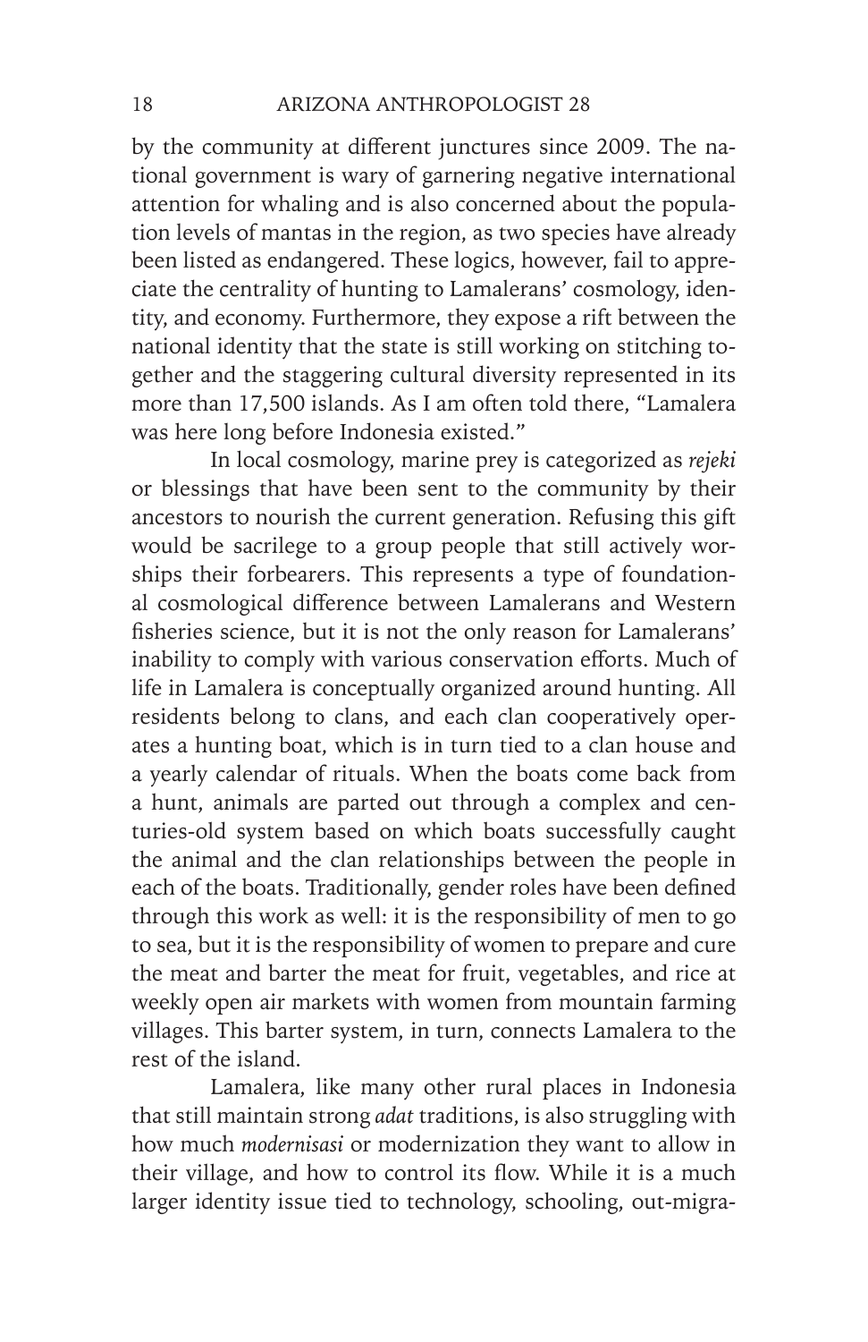by the community at different junctures since 2009. The national government is wary of garnering negative international attention for whaling and is also concerned about the population levels of mantas in the region, as two species have already been listed as endangered. These logics, however, fail to appreciate the centrality of hunting to Lamalerans' cosmology, identity, and economy. Furthermore, they expose a rift between the national identity that the state is still working on stitching together and the staggering cultural diversity represented in its more than 17,500 islands. As I am often told there, "Lamalera was here long before Indonesia existed."

In local cosmology, marine prey is categorized as *rejeki* or blessings that have been sent to the community by their ancestors to nourish the current generation. Refusing this gift would be sacrilege to a group people that still actively worships their forbearers. This represents a type of foundational cosmological difference between Lamalerans and Western fisheries science, but it is not the only reason for Lamalerans' inability to comply with various conservation efforts. Much of life in Lamalera is conceptually organized around hunting. All residents belong to clans, and each clan cooperatively operates a hunting boat, which is in turn tied to a clan house and a yearly calendar of rituals. When the boats come back from a hunt, animals are parted out through a complex and centuries-old system based on which boats successfully caught the animal and the clan relationships between the people in each of the boats. Traditionally, gender roles have been defined through this work as well: it is the responsibility of men to go to sea, but it is the responsibility of women to prepare and cure the meat and barter the meat for fruit, vegetables, and rice at weekly open air markets with women from mountain farming villages. This barter system, in turn, connects Lamalera to the rest of the island.

Lamalera, like many other rural places in Indonesia that still maintain strong *adat* traditions, is also struggling with how much *modernisasi* or modernization they want to allow in their village, and how to control its flow. While it is a much larger identity issue tied to technology, schooling, out-migra-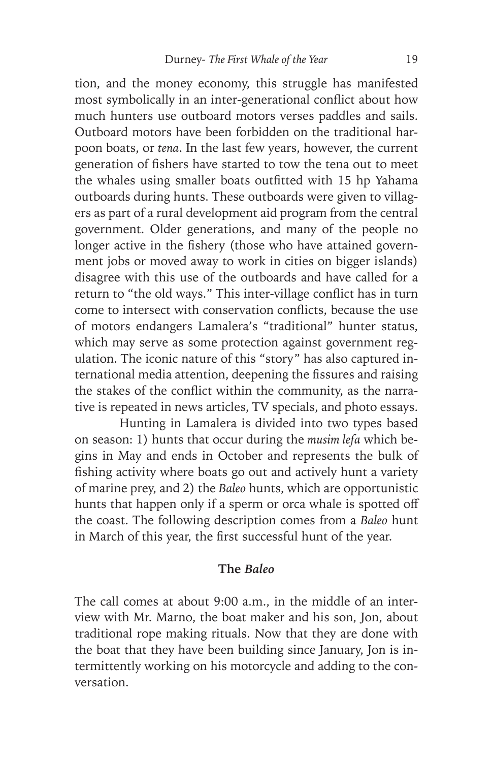tion, and the money economy, this struggle has manifested most symbolically in an inter-generational conflict about how much hunters use outboard motors verses paddles and sails. Outboard motors have been forbidden on the traditional harpoon boats, or *tena*. In the last few years, however, the current generation of fishers have started to tow the tena out to meet the whales using smaller boats outfitted with 15 hp Yahama outboards during hunts. These outboards were given to villagers as part of a rural development aid program from the central government. Older generations, and many of the people no longer active in the fishery (those who have attained government jobs or moved away to work in cities on bigger islands) disagree with this use of the outboards and have called for a return to "the old ways." This inter-village conflict has in turn come to intersect with conservation conflicts, because the use of motors endangers Lamalera's "traditional" hunter status, which may serve as some protection against government regulation. The iconic nature of this "story" has also captured international media attention, deepening the fissures and raising the stakes of the conflict within the community, as the narrative is repeated in news articles, TV specials, and photo essays.

Hunting in Lamalera is divided into two types based on season: 1) hunts that occur during the *musim lefa* which begins in May and ends in October and represents the bulk of fishing activity where boats go out and actively hunt a variety of marine prey, and 2) the *Baleo* hunts, which are opportunistic hunts that happen only if a sperm or orca whale is spotted off the coast. The following description comes from a *Baleo* hunt in March of this year, the first successful hunt of the year.

## The *Baleo*

The call comes at about 9:00 a.m., in the middle of an interview with Mr. Marno, the boat maker and his son, Jon, about traditional rope making rituals. Now that they are done with the boat that they have been building since January, Jon is intermittently working on his motorcycle and adding to the conversation.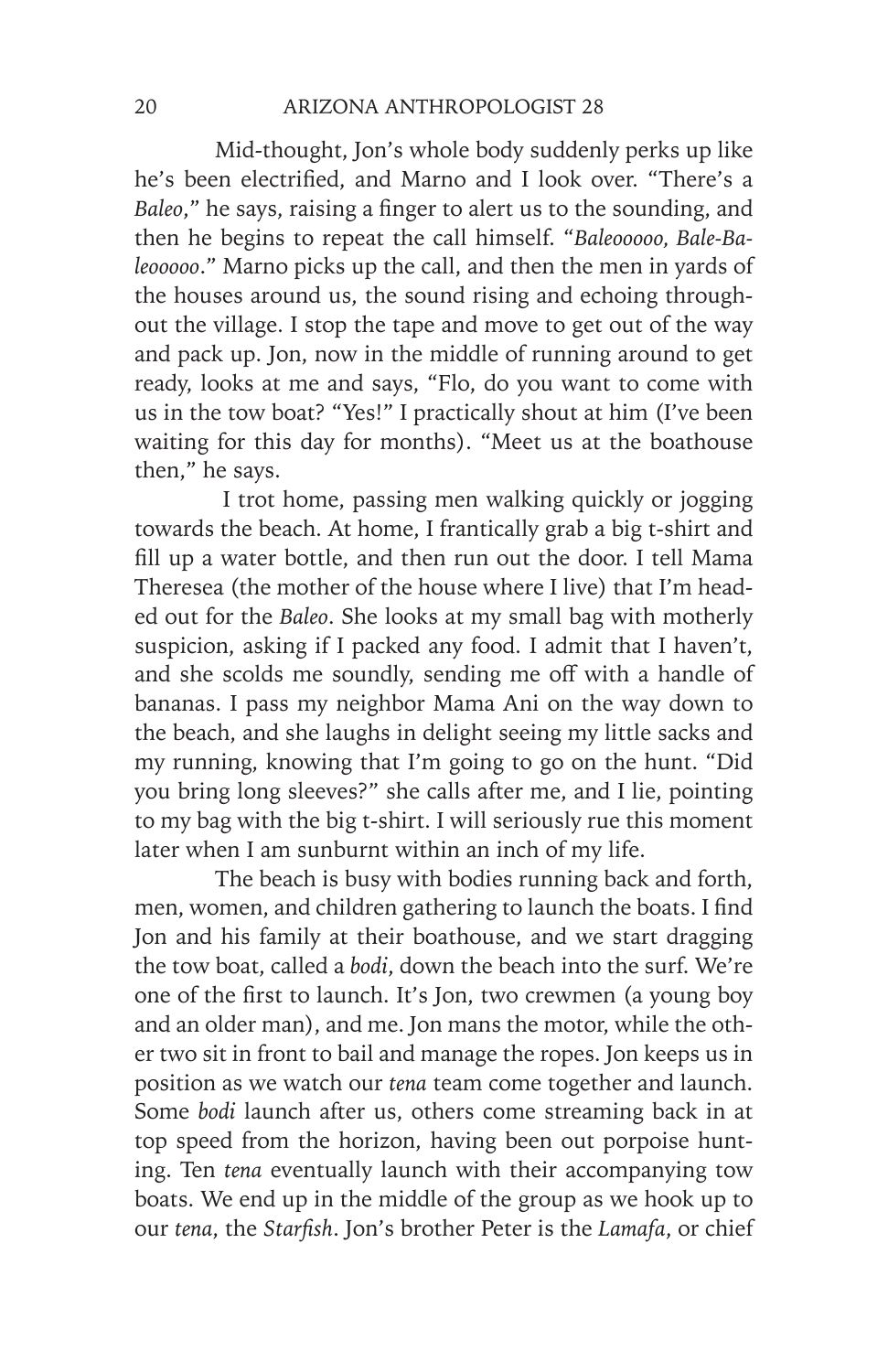Mid-thought, Jon's whole body suddenly perks up like he's been electrified, and Marno and I look over. "There's a *Baleo*," he says, raising a finger to alert us to the sounding, and then he begins to repeat the call himself. "*Baleooooo, Bale-Baleooooo*." Marno picks up the call, and then the men in yards of the houses around us, the sound rising and echoing throughout the village. I stop the tape and move to get out of the way and pack up. Jon, now in the middle of running around to get ready, looks at me and says, "Flo, do you want to come with us in the tow boat? "Yes!" I practically shout at him (I've been waiting for this day for months). "Meet us at the boathouse then," he says.

I trot home, passing men walking quickly or jogging towards the beach. At home, I frantically grab a big t-shirt and fill up a water bottle, and then run out the door. I tell Mama Theresea (the mother of the house where I live) that I'm headed out for the *Baleo*. She looks at my small bag with motherly suspicion, asking if I packed any food. I admit that I haven't, and she scolds me soundly, sending me off with a handle of bananas. I pass my neighbor Mama Ani on the way down to the beach, and she laughs in delight seeing my little sacks and my running, knowing that I'm going to go on the hunt. "Did you bring long sleeves?" she calls after me, and I lie, pointing to my bag with the big t-shirt. I will seriously rue this moment later when I am sunburnt within an inch of my life.

The beach is busy with bodies running back and forth, men, women, and children gathering to launch the boats. I find Jon and his family at their boathouse, and we start dragging the tow boat, called a *bodi*, down the beach into the surf. We're one of the first to launch. It's Jon, two crewmen (a young boy and an older man), and me. Jon mans the motor, while the other two sit in front to bail and manage the ropes. Jon keeps us in position as we watch our *tena* team come together and launch. Some *bodi* launch after us, others come streaming back in at top speed from the horizon, having been out porpoise hunting. Ten *tena* eventually launch with their accompanying tow boats. We end up in the middle of the group as we hook up to our *tena*, the *Starfish*. Jon's brother Peter is the *Lamafa*, or chief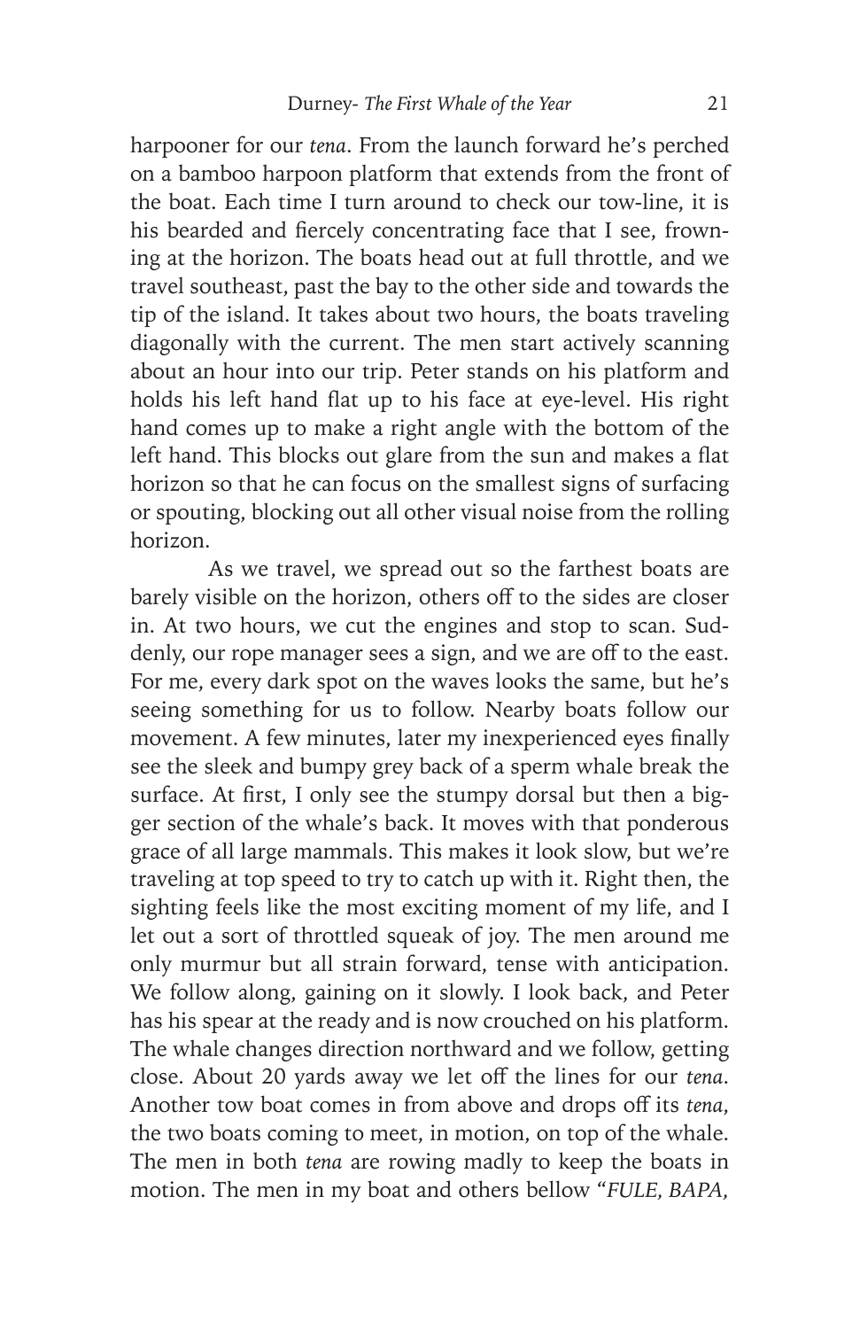harpooner for our *tena*. From the launch forward he's perched on a bamboo harpoon platform that extends from the front of the boat. Each time I turn around to check our tow-line, it is his bearded and fiercely concentrating face that I see, frowning at the horizon. The boats head out at full throttle, and we travel southeast, past the bay to the other side and towards the tip of the island. It takes about two hours, the boats traveling diagonally with the current. The men start actively scanning about an hour into our trip. Peter stands on his platform and holds his left hand flat up to his face at eye-level. His right hand comes up to make a right angle with the bottom of the left hand. This blocks out glare from the sun and makes a flat horizon so that he can focus on the smallest signs of surfacing or spouting, blocking out all other visual noise from the rolling horizon.

As we travel, we spread out so the farthest boats are barely visible on the horizon, others off to the sides are closer in. At two hours, we cut the engines and stop to scan. Suddenly, our rope manager sees a sign, and we are off to the east. For me, every dark spot on the waves looks the same, but he's seeing something for us to follow. Nearby boats follow our movement. A few minutes, later my inexperienced eyes finally see the sleek and bumpy grey back of a sperm whale break the surface. At first, I only see the stumpy dorsal but then a bigger section of the whale's back. It moves with that ponderous grace of all large mammals. This makes it look slow, but we're traveling at top speed to try to catch up with it. Right then, the sighting feels like the most exciting moment of my life, and I let out a sort of throttled squeak of joy. The men around me only murmur but all strain forward, tense with anticipation. We follow along, gaining on it slowly. I look back, and Peter has his spear at the ready and is now crouched on his platform. The whale changes direction northward and we follow, getting close. About 20 yards away we let off the lines for our *tena*. Another tow boat comes in from above and drops off its *tena*, the two boats coming to meet, in motion, on top of the whale. The men in both *tena* are rowing madly to keep the boats in motion. The men in my boat and others bellow "*FULE, BAPA,*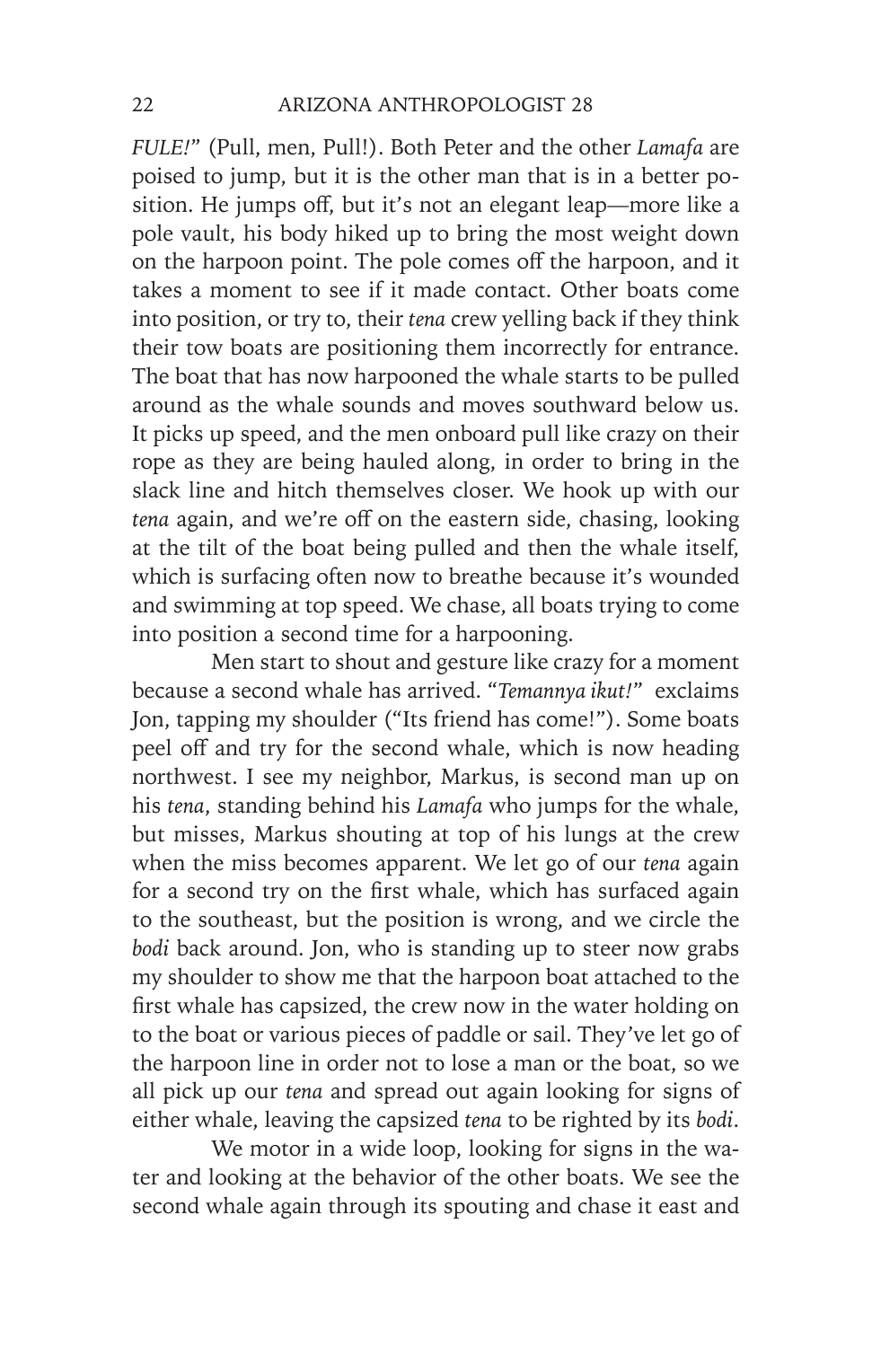*FULE!*" (Pull, men, Pull!). Both Peter and the other *Lamafa* are poised to jump, but it is the other man that is in a better position. He jumps off, but it's not an elegant leap—more like a pole vault, his body hiked up to bring the most weight down on the harpoon point. The pole comes off the harpoon, and it takes a moment to see if it made contact. Other boats come into position, or try to, their *tena* crew yelling back if they think their tow boats are positioning them incorrectly for entrance. The boat that has now harpooned the whale starts to be pulled around as the whale sounds and moves southward below us. It picks up speed, and the men onboard pull like crazy on their rope as they are being hauled along, in order to bring in the slack line and hitch themselves closer. We hook up with our *tena* again, and we're off on the eastern side, chasing, looking at the tilt of the boat being pulled and then the whale itself, which is surfacing often now to breathe because it's wounded and swimming at top speed. We chase, all boats trying to come into position a second time for a harpooning.

Men start to shout and gesture like crazy for a moment because a second whale has arrived. "*Temannya ikut!*" exclaims Jon, tapping my shoulder ("Its friend has come!"). Some boats peel off and try for the second whale, which is now heading northwest. I see my neighbor, Markus, is second man up on his *tena*, standing behind his *Lamafa* who jumps for the whale, but misses, Markus shouting at top of his lungs at the crew when the miss becomes apparent. We let go of our *tena* again for a second try on the first whale, which has surfaced again to the southeast, but the position is wrong, and we circle the *bodi* back around. Jon, who is standing up to steer now grabs my shoulder to show me that the harpoon boat attached to the first whale has capsized, the crew now in the water holding on to the boat or various pieces of paddle or sail. They've let go of the harpoon line in order not to lose a man or the boat, so we all pick up our *tena* and spread out again looking for signs of either whale, leaving the capsized *tena* to be righted by its *bodi*.

We motor in a wide loop, looking for signs in the water and looking at the behavior of the other boats. We see the second whale again through its spouting and chase it east and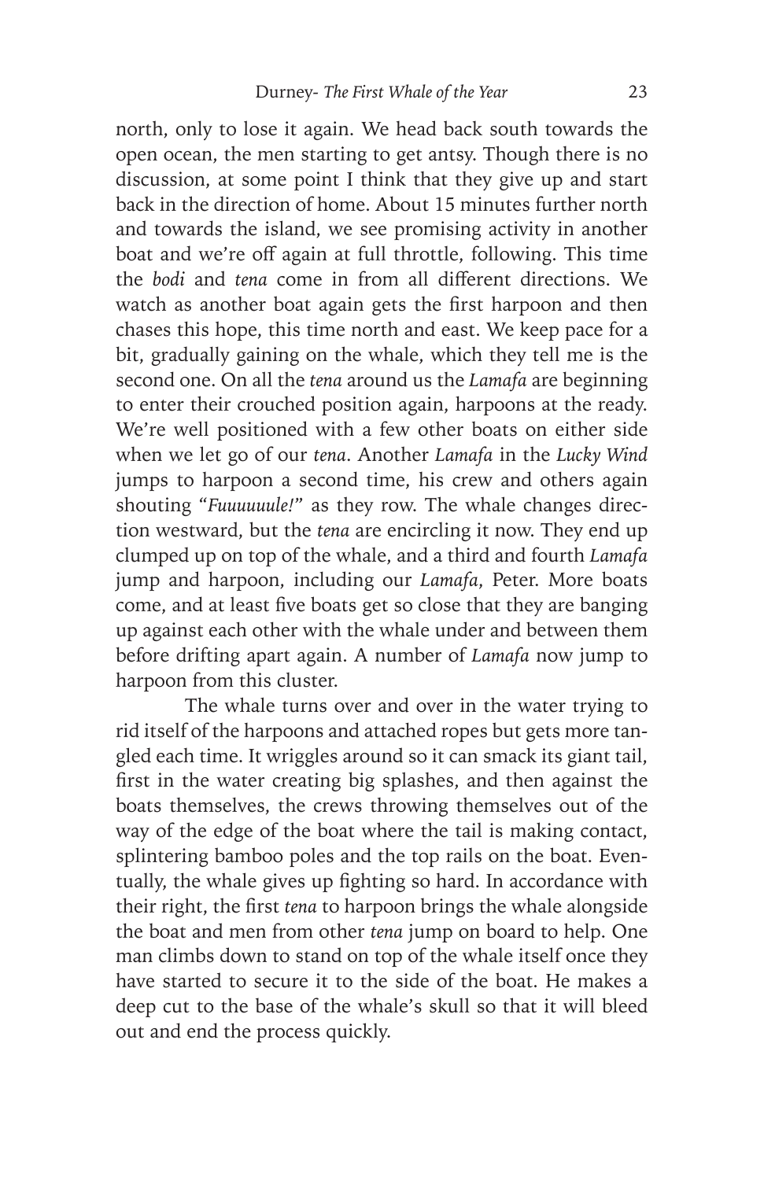north, only to lose it again. We head back south towards the open ocean, the men starting to get antsy. Though there is no discussion, at some point I think that they give up and start back in the direction of home. About 15 minutes further north and towards the island, we see promising activity in another boat and we're off again at full throttle, following. This time the *bodi* and *tena* come in from all different directions. We watch as another boat again gets the first harpoon and then chases this hope, this time north and east. We keep pace for a bit, gradually gaining on the whale, which they tell me is the second one. On all the *tena* around us the *Lamafa* are beginning to enter their crouched position again, harpoons at the ready. We're well positioned with a few other boats on either side when we let go of our *tena*. Another *Lamafa* in the *Lucky Wind* jumps to harpoon a second time, his crew and others again shouting "*Fuuuuuule!*" as they row. The whale changes direction westward, but the *tena* are encircling it now. They end up clumped up on top of the whale, and a third and fourth *Lamafa* jump and harpoon, including our *Lamafa*, Peter. More boats come, and at least five boats get so close that they are banging up against each other with the whale under and between them before drifting apart again. A number of *Lamafa* now jump to harpoon from this cluster.

The whale turns over and over in the water trying to rid itself of the harpoons and attached ropes but gets more tangled each time. It wriggles around so it can smack its giant tail, first in the water creating big splashes, and then against the boats themselves, the crews throwing themselves out of the way of the edge of the boat where the tail is making contact, splintering bamboo poles and the top rails on the boat. Eventually, the whale gives up fighting so hard. In accordance with their right, the first *tena* to harpoon brings the whale alongside the boat and men from other *tena* jump on board to help. One man climbs down to stand on top of the whale itself once they have started to secure it to the side of the boat. He makes a deep cut to the base of the whale's skull so that it will bleed out and end the process quickly.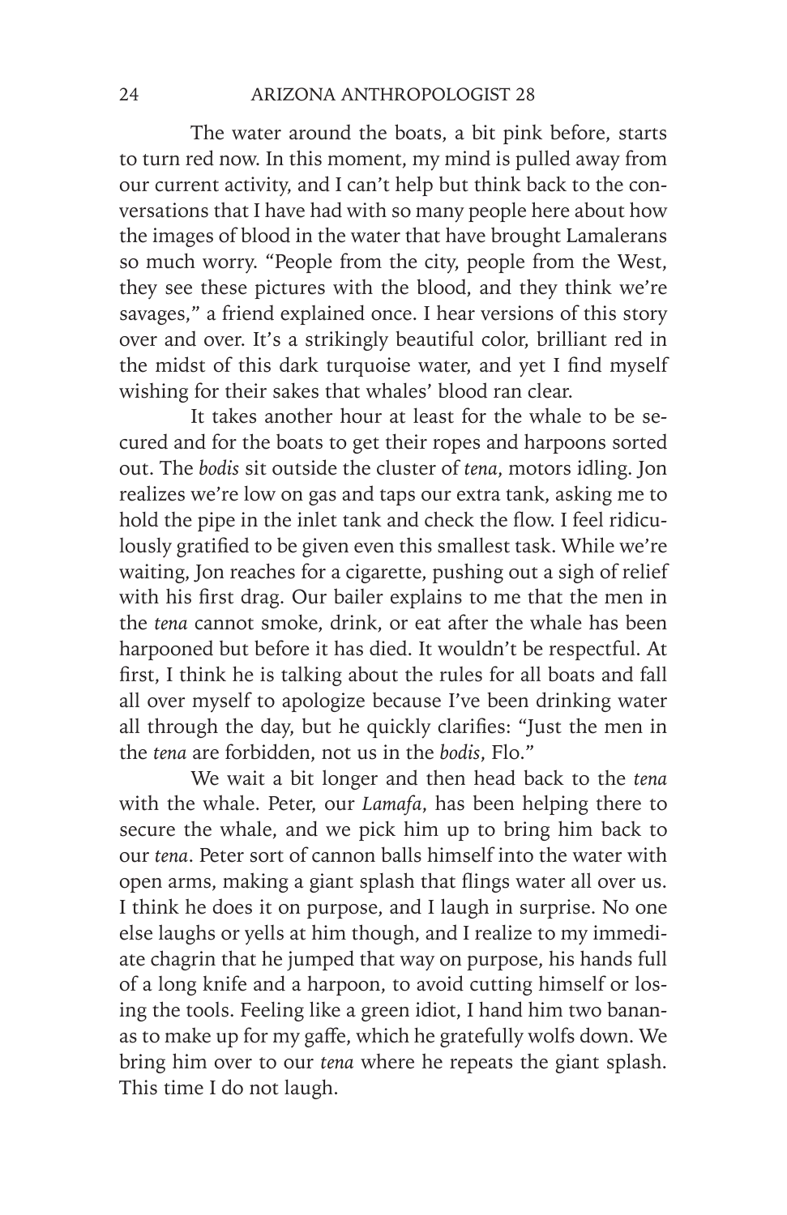The water around the boats, a bit pink before, starts to turn red now. In this moment, my mind is pulled away from our current activity, and I can't help but think back to the conversations that I have had with so many people here about how the images of blood in the water that have brought Lamalerans so much worry. "People from the city, people from the West, they see these pictures with the blood, and they think we're savages," a friend explained once. I hear versions of this story over and over. It's a strikingly beautiful color, brilliant red in the midst of this dark turquoise water, and yet I find myself wishing for their sakes that whales' blood ran clear.

It takes another hour at least for the whale to be secured and for the boats to get their ropes and harpoons sorted out. The *bodis* sit outside the cluster of *tena*, motors idling. Jon realizes we're low on gas and taps our extra tank, asking me to hold the pipe in the inlet tank and check the flow. I feel ridiculously gratified to be given even this smallest task. While we're waiting, Jon reaches for a cigarette, pushing out a sigh of relief with his first drag. Our bailer explains to me that the men in the *tena* cannot smoke, drink, or eat after the whale has been harpooned but before it has died. It wouldn't be respectful. At first, I think he is talking about the rules for all boats and fall all over myself to apologize because I've been drinking water all through the day, but he quickly clarifies: "Just the men in the *tena* are forbidden, not us in the *bodis*, Flo."

We wait a bit longer and then head back to the *tena* with the whale. Peter, our *Lamafa*, has been helping there to secure the whale, and we pick him up to bring him back to our *tena*. Peter sort of cannon balls himself into the water with open arms, making a giant splash that flings water all over us. I think he does it on purpose, and I laugh in surprise. No one else laughs or yells at him though, and I realize to my immediate chagrin that he jumped that way on purpose, his hands full of a long knife and a harpoon, to avoid cutting himself or losing the tools. Feeling like a green idiot, I hand him two bananas to make up for my gaffe, which he gratefully wolfs down. We bring him over to our *tena* where he repeats the giant splash. This time I do not laugh.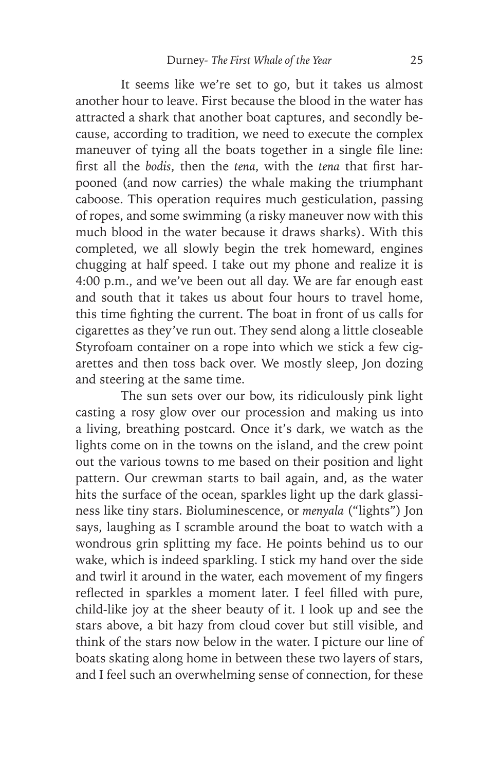It seems like we're set to go, but it takes us almost another hour to leave. First because the blood in the water has attracted a shark that another boat captures, and secondly because, according to tradition, we need to execute the complex maneuver of tying all the boats together in a single file line: first all the *bodis*, then the *tena*, with the *tena* that first harpooned (and now carries) the whale making the triumphant caboose. This operation requires much gesticulation, passing of ropes, and some swimming (a risky maneuver now with this much blood in the water because it draws sharks). With this completed, we all slowly begin the trek homeward, engines chugging at half speed. I take out my phone and realize it is 4:00 p.m., and we've been out all day. We are far enough east and south that it takes us about four hours to travel home, this time fighting the current. The boat in front of us calls for cigarettes as they've run out. They send along a little closeable Styrofoam container on a rope into which we stick a few cigarettes and then toss back over. We mostly sleep, Jon dozing and steering at the same time.

The sun sets over our bow, its ridiculously pink light casting a rosy glow over our procession and making us into a living, breathing postcard. Once it's dark, we watch as the lights come on in the towns on the island, and the crew point out the various towns to me based on their position and light pattern. Our crewman starts to bail again, and, as the water hits the surface of the ocean, sparkles light up the dark glassiness like tiny stars. Bioluminescence, or *menyala* ("lights") Jon says, laughing as I scramble around the boat to watch with a wondrous grin splitting my face. He points behind us to our wake, which is indeed sparkling. I stick my hand over the side and twirl it around in the water, each movement of my fingers reflected in sparkles a moment later. I feel filled with pure, child-like joy at the sheer beauty of it. I look up and see the stars above, a bit hazy from cloud cover but still visible, and think of the stars now below in the water. I picture our line of boats skating along home in between these two layers of stars, and I feel such an overwhelming sense of connection, for these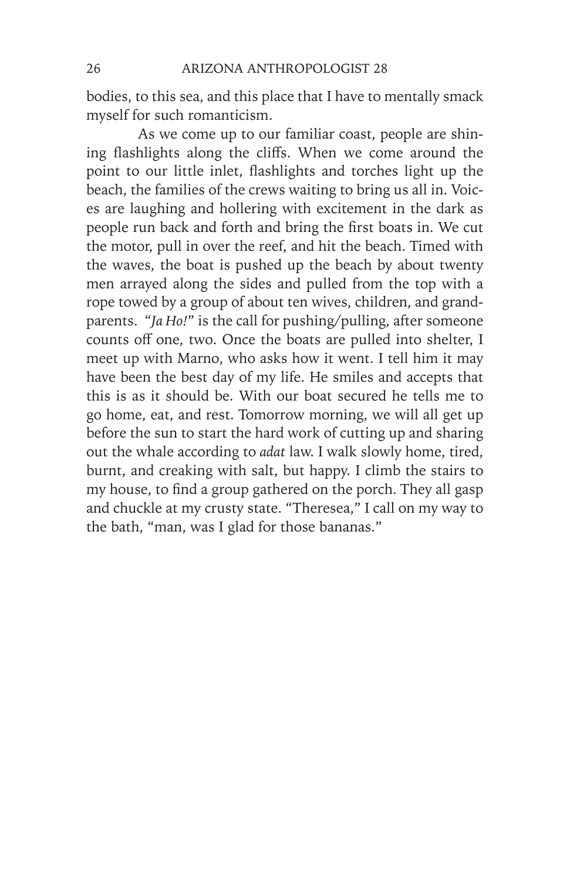bodies, to this sea, and this place that I have to mentally smack myself for such romanticism.

As we come up to our familiar coast, people are shining flashlights along the cliffs. When we come around the point to our little inlet, flashlights and torches light up the beach, the families of the crews waiting to bring us all in. Voices are laughing and hollering with excitement in the dark as people run back and forth and bring the first boats in. We cut the motor, pull in over the reef, and hit the beach. Timed with the waves, the boat is pushed up the beach by about twenty men arrayed along the sides and pulled from the top with a rope towed by a group of about ten wives, children, and grandparents. "*Ja Ho!*" is the call for pushing/pulling, after someone counts off one, two. Once the boats are pulled into shelter, I meet up with Marno, who asks how it went. I tell him it may have been the best day of my life. He smiles and accepts that this is as it should be. With our boat secured he tells me to go home, eat, and rest. Tomorrow morning, we will all get up before the sun to start the hard work of cutting up and sharing out the whale according to *adat* law. I walk slowly home, tired, burnt, and creaking with salt, but happy. I climb the stairs to my house, to find a group gathered on the porch. They all gasp and chuckle at my crusty state. "Theresea," I call on my way to the bath, "man, was I glad for those bananas."